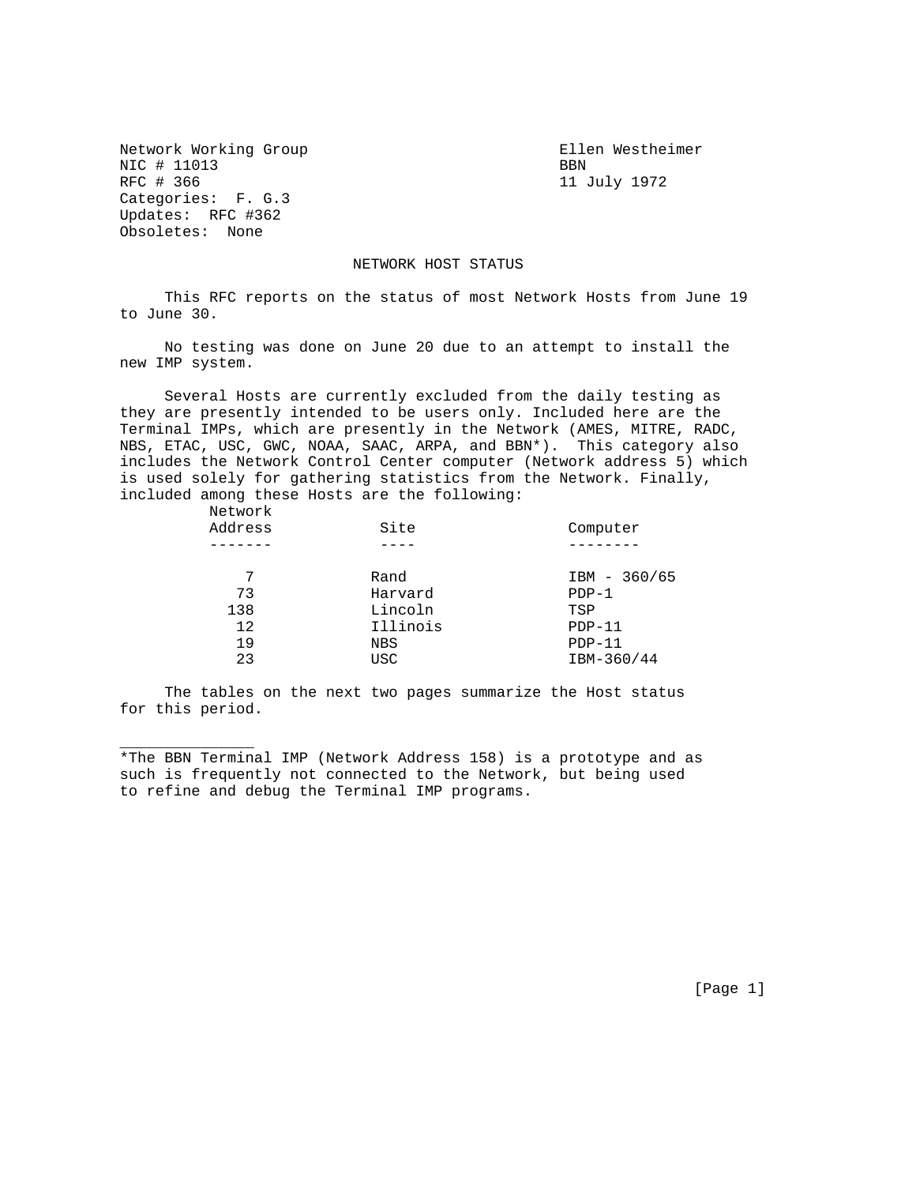Network Working Group  
NIC # 11013  
RFC # 366  
Categories: F. G.3  
Updates: RFC #362  
Obsoletes: None

Ellen Westheimer  
BBN  
11 July 1972

# NETWORK HOST STATUS

This RFC reports on the status of most Network Hosts from June 19 to June 30.

No testing was done on June 20 due to an attempt to install the new IMP system.

Several Hosts are currently excluded from the daily testing as they are presently intended to be users only. Included here are the Terminal IMPs, which are presently in the Network (AMES, MITRE, RADC, NBS, ETAC, USC, GWC, NOAA, SAAC, ARPA, and BBN*). This category also includes the Network Control Center computer (Network address 5) which is used solely for gathering statistics from the Network. Finally, included among these Hosts are the following:

| Network Address | Site | Computer |
|---|---|---|
| 7 | Rand | IBM - 360/65 |
| 73 | Harvard | PDP-1 |
| 138 | Lincoln | TSP |
| 12 | Illinois | PDP-11 |
| 19 | NBS | PDP-11 |
| 23 | USC | IBM-360/44 |

The tables on the next two pages summarize the Host status for this period.

---

*The BBN Terminal IMP (Network Address 158) is a prototype and as such is frequently not connected to the Network, but being used to refine and debug the Terminal IMP programs.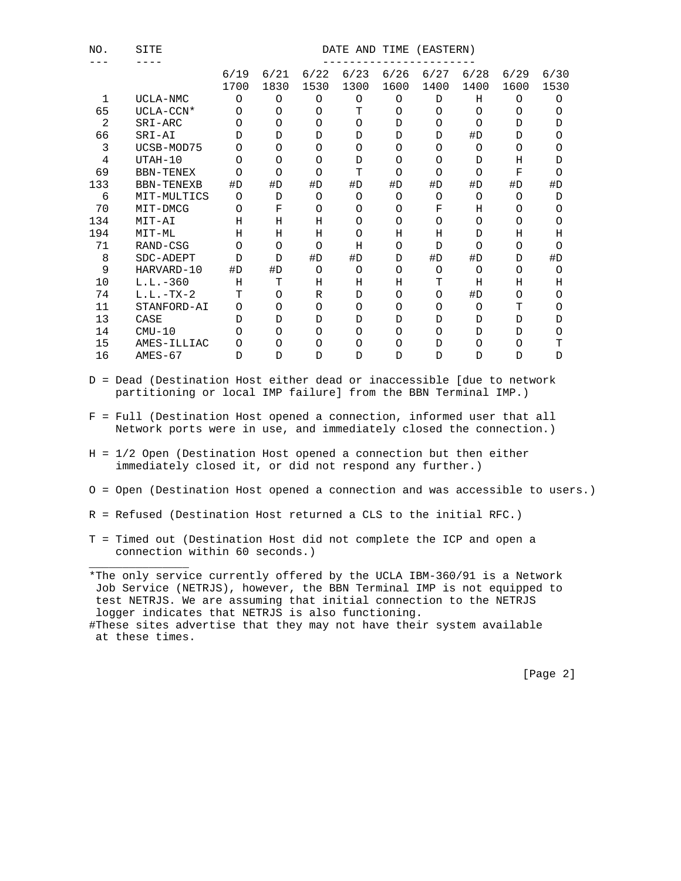| NO. | SITE | 6/19 1700 | 6/21 1830 | 6/22 1530 | 6/23 1300 | 6/26 1600 | 6/27 1400 | 6/28 1400 | 6/29 1600 | 6/30 1530 |
|---|---|---|---|---|---|---|---|---|---|---|
| 1 | UCLA-NMC | O | O | O | O | O | D | H | O | O |
| 65 | UCLA-CCN* | O | O | O | T | O | O | O | O | O |
| 2 | SRI-ARC | O | O | O | O | D | O | O | D | D |
| 66 | SRI-AI | D | D | D | D | D | D | #D | D | O |
| 3 | UCSB-MOD75 | O | O | O | O | O | O | O | O | O |
| 4 | UTAH-10 | O | O | O | D | O | O | D | H | D |
| 69 | BBN-TENEX | O | O | O | T | O | O | O | F | O |
| 133 | BBN-TENEXB | #D | #D | #D | #D | #D | #D | #D | #D | #D |
| 6 | MIT-MULTICS | O | D | O | O | O | O | O | O | D |
| 70 | MIT-DMCG | O | F | O | O | O | F | H | O | O |
| 134 | MIT-AI | H | H | H | O | O | O | O | O | O |
| 194 | MIT-ML | H | H | H | O | H | H | D | H | H |
| 71 | RAND-CSG | O | O | O | H | O | D | O | O | O |
| 8 | SDC-ADEPT | D | D | #D | #D | D | #D | #D | D | #D |
| 9 | HARVARD-10 | #D | #D | O | O | O | O | O | O | O |
| 10 | L.L.-360 | H | T | H | H | H | T | H | H | H |
| 74 | L.L.-TX-2 | T | O | R | D | O | O | #D | O | O |
| 11 | STANFORD-AI | O | O | O | O | O | O | O | T | O |
| 13 | CASE | D | D | D | D | D | D | D | D | D |
| 14 | CMU-10 | O | O | O | O | O | O | D | D | O |
| 15 | AMES-ILLIAC | O | O | O | O | O | D | O | O | T |
| 16 | AMES-67 | D | D | D | D | D | D | D | D | D |

(Columns: DATE AND TIME (EASTERN))

D = Dead (Destination Host either dead or inaccessible [due to network partitioning or local IMP failure] from the BBN Terminal IMP.)

F = Full (Destination Host opened a connection, informed user that all Network ports were in use, and immediately closed the connection.)

H = 1/2 Open (Destination Host opened a connection but then either immediately closed it, or did not respond any further.)

O = Open (Destination Host opened a connection and was accessible to users.)

R = Refused (Destination Host returned a CLS to the initial RFC.)

T = Timed out (Destination Host did not complete the ICP and open a connection within 60 seconds.)

---

*The only service currently offered by the UCLA IBM-360/91 is a Network Job Service (NETRJS), however, the BBN Terminal IMP is not equipped to test NETRJS. We are assuming that initial connection to the NETRJS logger indicates that NETRJS is also functioning.

#These sites advertise that they may not have their system available at these times.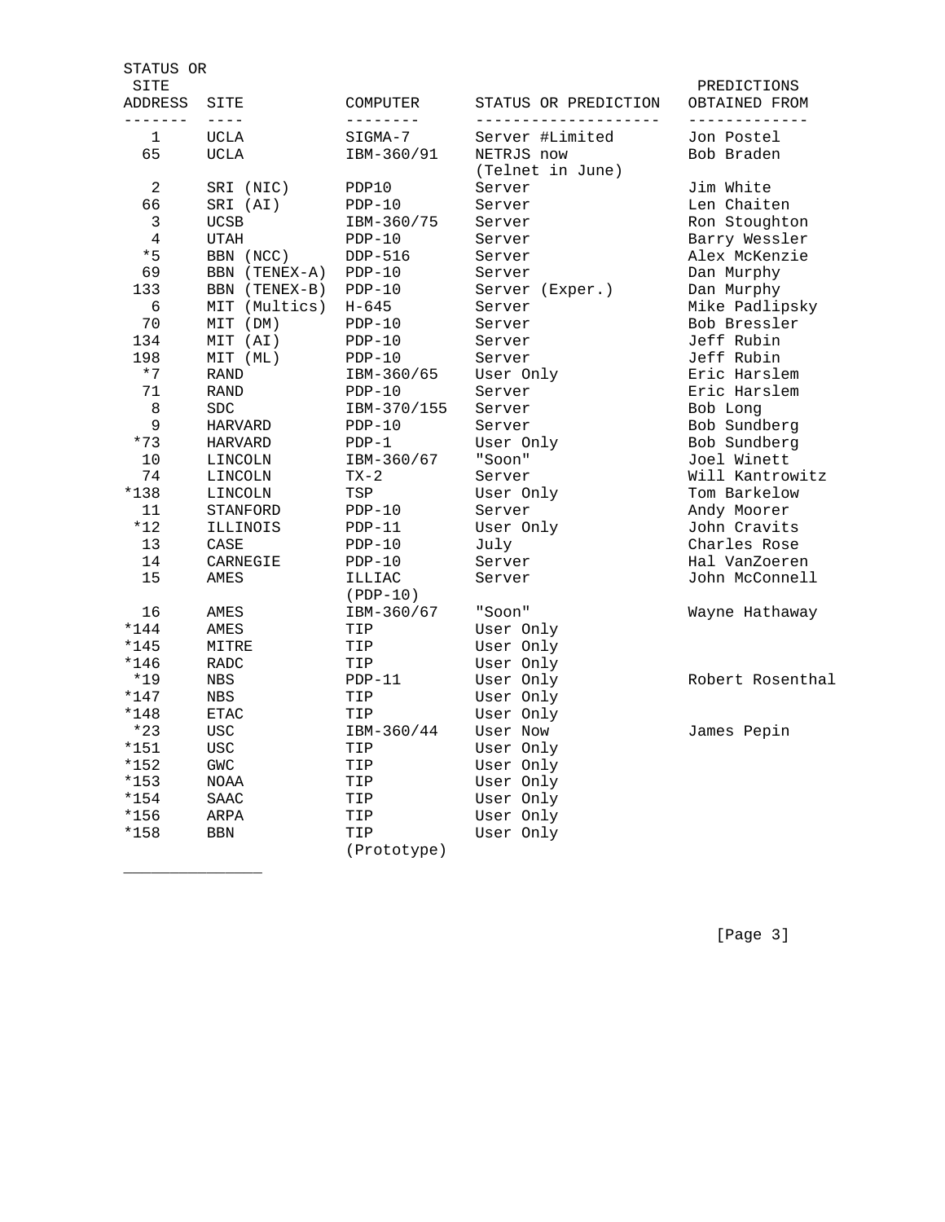| STATUS OR SITE ADDRESS | SITE | COMPUTER | STATUS OR PREDICTION | PREDICTIONS OBTAINED FROM |
|---|---|---|---|---|
| 1 | UCLA | SIGMA-7 | Server #Limited | Jon Postel |
| 65 | UCLA | IBM-360/91 | NETRJS now (Telnet in June) | Bob Braden |
| 2 | SRI (NIC) | PDP10 | Server | Jim White |
| 66 | SRI (AI) | PDP-10 | Server | Len Chaiten |
| 3 | UCSB | IBM-360/75 | Server | Ron Stoughton |
| 4 | UTAH | PDP-10 | Server | Barry Wessler |
| *5 | BBN (NCC) | DDP-516 | Server | Alex McKenzie |
| 69 | BBN (TENEX-A) | PDP-10 | Server | Dan Murphy |
| 133 | BBN (TENEX-B) | PDP-10 | Server (Exper.) | Dan Murphy |
| 6 | MIT (Multics) | H-645 | Server | Mike Padlipsky |
| 70 | MIT (DM) | PDP-10 | Server | Bob Bressler |
| 134 | MIT (AI) | PDP-10 | Server | Jeff Rubin |
| 198 | MIT (ML) | PDP-10 | Server | Jeff Rubin |
| *7 | RAND | IBM-360/65 | User Only | Eric Harslem |
| 71 | RAND | PDP-10 | Server | Eric Harslem |
| 8 | SDC | IBM-370/155 | Server | Bob Long |
| 9 | HARVARD | PDP-10 | Server | Bob Sundberg |
| *73 | HARVARD | PDP-1 | User Only | Bob Sundberg |
| 10 | LINCOLN | IBM-360/67 | "Soon" | Joel Winett |
| 74 | LINCOLN | TX-2 | Server | Will Kantrowitz |
| *138 | LINCOLN | TSP | User Only | Tom Barkelow |
| 11 | STANFORD | PDP-10 | Server | Andy Moorer |
| *12 | ILLINOIS | PDP-11 | User Only | John Cravits |
| 13 | CASE | PDP-10 | July | Charles Rose |
| 14 | CARNEGIE | PDP-10 | Server | Hal VanZoeren |
| 15 | AMES | ILLIAC (PDP-10) | Server | John McConnell |
| 16 | AMES | IBM-360/67 | "Soon" | Wayne Hathaway |
| *144 | AMES | TIP | User Only | |
| *145 | MITRE | TIP | User Only | |
| *146 | RADC | TIP | User Only | |
| *19 | NBS | PDP-11 | User Only | Robert Rosenthal |
| *147 | NBS | TIP | User Only | |
| *148 | ETAC | TIP | User Only | |
| *23 | USC | IBM-360/44 | User Now | James Pepin |
| *151 | USC | TIP | User Only | |
| *152 | GWC | TIP | User Only | |
| *153 | NOAA | TIP | User Only | |
| *154 | SAAC | TIP | User Only | |
| *156 | ARPA | TIP | User Only | |
| *158 | BBN | TIP (Prototype) | User Only | |

_______________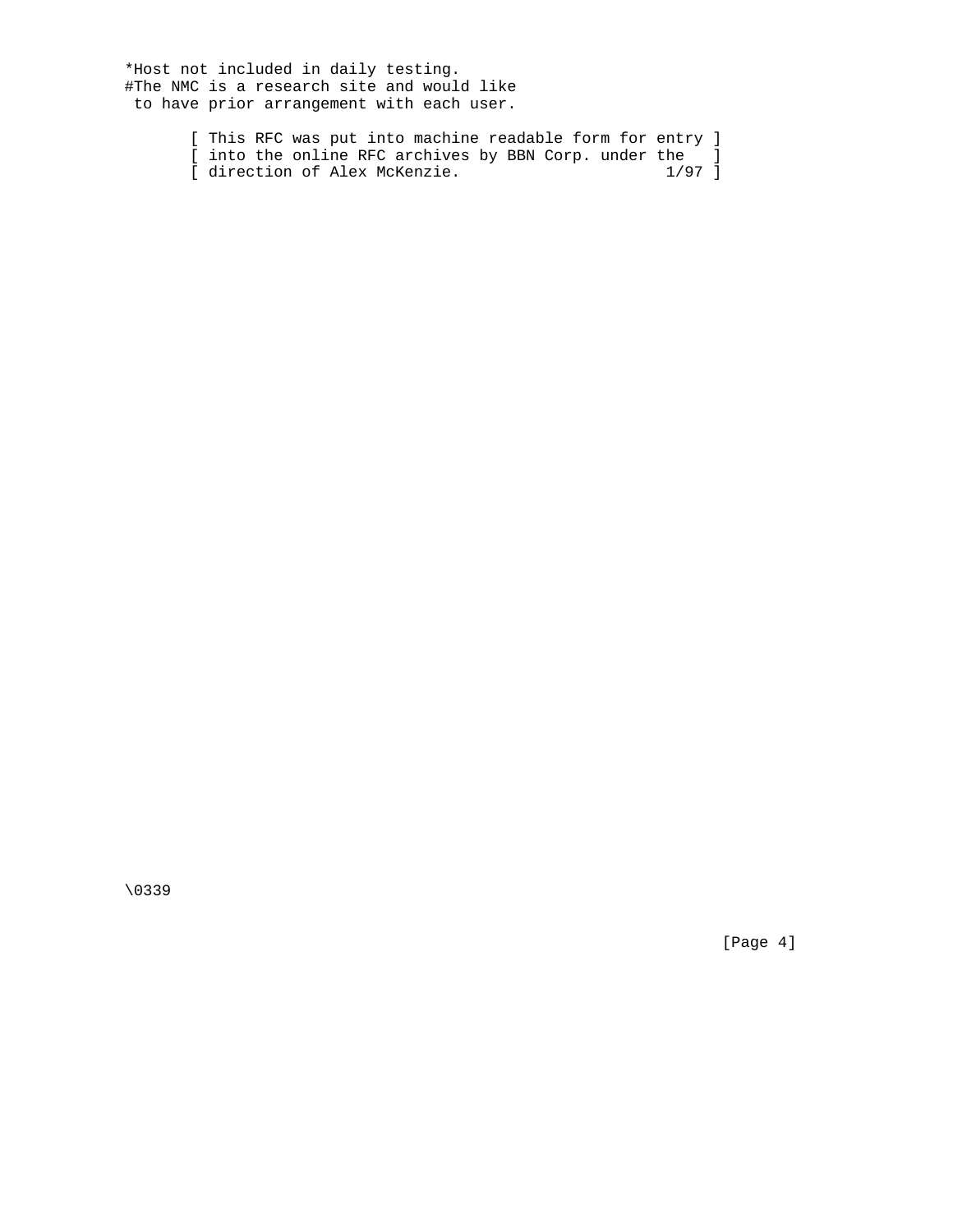*Host not included in daily testing.
#The NMC is a research site and would like
to have prior arrangement with each user.

[ This RFC was put into machine readable form for entry ]
[ into the online RFC archives by BBN Corp. under the ]
[ direction of Alex McKenzie. 1/97 ]

\0339